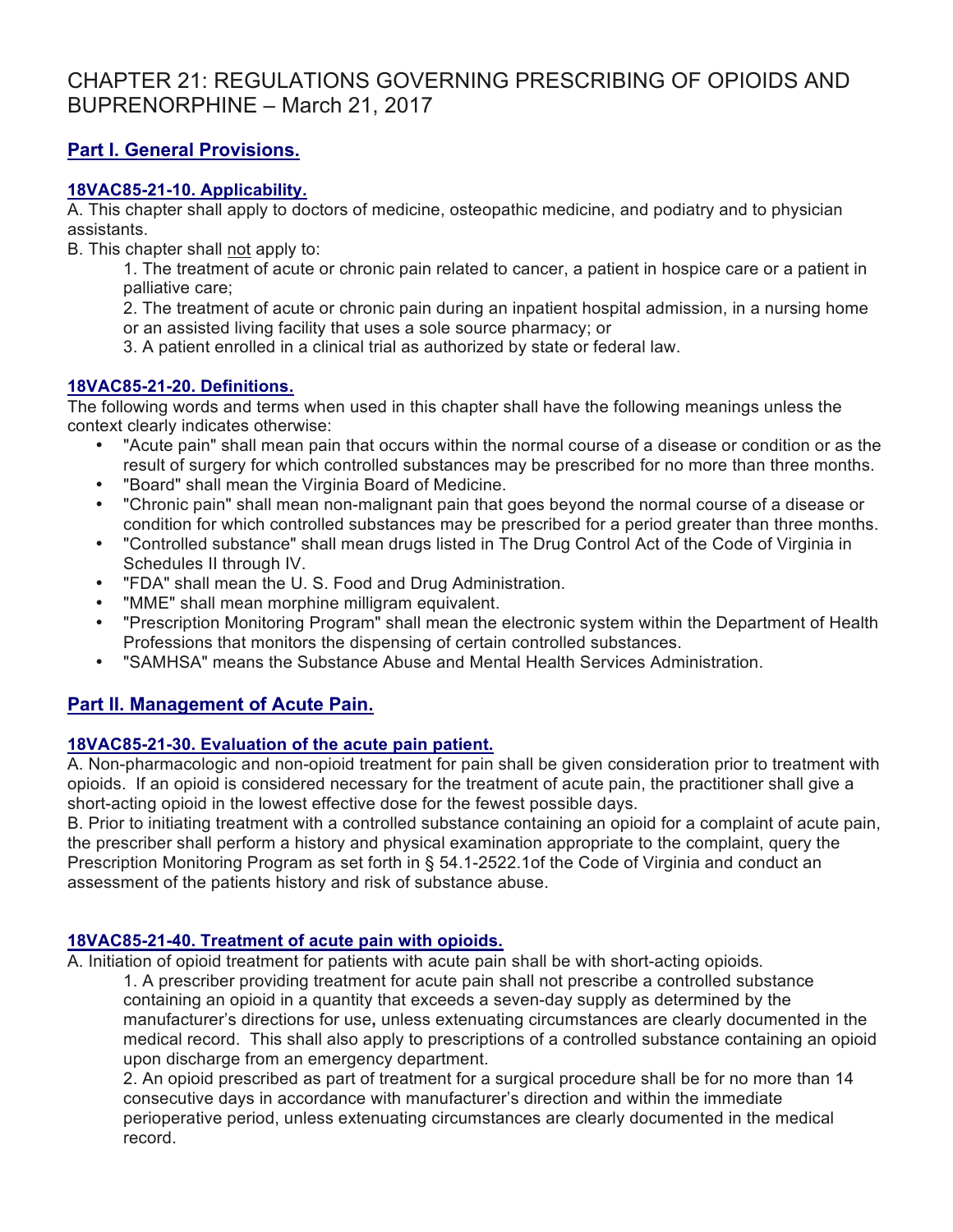# CHAPTER 21: REGULATIONS GOVERNING PRESCRIBING OF OPIOIDS AND BUPRENORPHINE – March 21, 2017

## Part I. General Provisions.

### 18VAC85-21-10. Applicability.

A. This chapter shall apply to doctors of medicine, osteopathic medicine, and podiatry and to physician assistants.

B. This chapter shall not apply to:

1. The treatment of acute or chronic pain related to cancer, a patient in hospice care or a patient in palliative care;
2. The treatment of acute or chronic pain during an inpatient hospital admission, in a nursing home or an assisted living facility that uses a sole source pharmacy; or
3. A patient enrolled in a clinical trial as authorized by state or federal law.

### 18VAC85-21-20. Definitions.

The following words and terms when used in this chapter shall have the following meanings unless the context clearly indicates otherwise:

- "Acute pain" shall mean pain that occurs within the normal course of a disease or condition or as the result of surgery for which controlled substances may be prescribed for no more than three months.
- "Board" shall mean the Virginia Board of Medicine.
- "Chronic pain" shall mean non-malignant pain that goes beyond the normal course of a disease or condition for which controlled substances may be prescribed for a period greater than three months.
- "Controlled substance" shall mean drugs listed in The Drug Control Act of the Code of Virginia in Schedules II through IV.
- "FDA" shall mean the U. S. Food and Drug Administration.
- "MME" shall mean morphine milligram equivalent.
- "Prescription Monitoring Program" shall mean the electronic system within the Department of Health Professions that monitors the dispensing of certain controlled substances.
- "SAMHSA" means the Substance Abuse and Mental Health Services Administration.

## Part II. Management of Acute Pain.

### 18VAC85-21-30. Evaluation of the acute pain patient.

A. Non-pharmacologic and non-opioid treatment for pain shall be given consideration prior to treatment with opioids. If an opioid is considered necessary for the treatment of acute pain, the practitioner shall give a short-acting opioid in the lowest effective dose for the fewest possible days.

B. Prior to initiating treatment with a controlled substance containing an opioid for a complaint of acute pain, the prescriber shall perform a history and physical examination appropriate to the complaint, query the Prescription Monitoring Program as set forth in § 54.1-2522.1of the Code of Virginia and conduct an assessment of the patients history and risk of substance abuse.

### 18VAC85-21-40. Treatment of acute pain with opioids.

A. Initiation of opioid treatment for patients with acute pain shall be with short-acting opioids.

1. A prescriber providing treatment for acute pain shall not prescribe a controlled substance containing an opioid in a quantity that exceeds a seven-day supply as determined by the manufacturer's directions for use, unless extenuating circumstances are clearly documented in the medical record. This shall also apply to prescriptions of a controlled substance containing an opioid upon discharge from an emergency department.
2. An opioid prescribed as part of treatment for a surgical procedure shall be for no more than 14 consecutive days in accordance with manufacturer's direction and within the immediate perioperative period, unless extenuating circumstances are clearly documented in the medical record.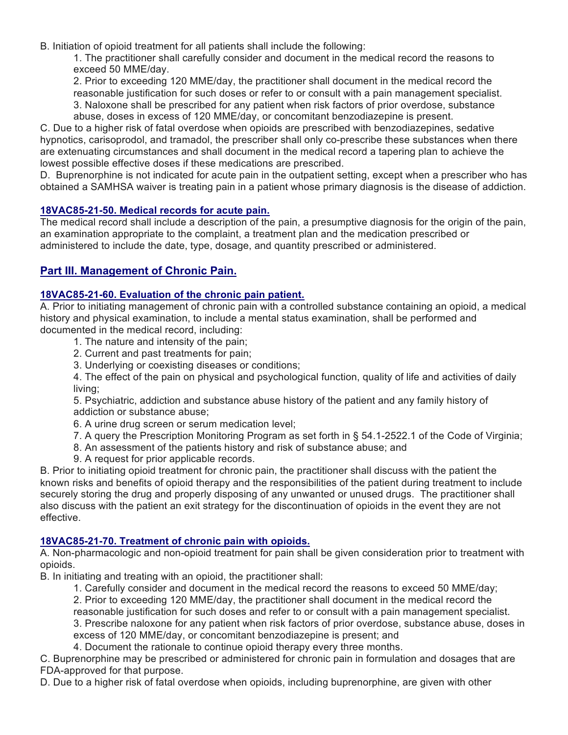B. Initiation of opioid treatment for all patients shall include the following:

1. The practitioner shall carefully consider and document in the medical record the reasons to exceed 50 MME/day.
2. Prior to exceeding 120 MME/day, the practitioner shall document in the medical record the reasonable justification for such doses or refer to or consult with a pain management specialist.
3. Naloxone shall be prescribed for any patient when risk factors of prior overdose, substance abuse, doses in excess of 120 MME/day, or concomitant benzodiazepine is present.

C. Due to a higher risk of fatal overdose when opioids are prescribed with benzodiazepines, sedative hypnotics, carisoprodol, and tramadol, the prescriber shall only co-prescribe these substances when there are extenuating circumstances and shall document in the medical record a tapering plan to achieve the lowest possible effective doses if these medications are prescribed.

D. Buprenorphine is not indicated for acute pain in the outpatient setting, except when a prescriber who has obtained a SAMHSA waiver is treating pain in a patient whose primary diagnosis is the disease of addiction.

### 18VAC85-21-50. Medical records for acute pain.

The medical record shall include a description of the pain, a presumptive diagnosis for the origin of the pain, an examination appropriate to the complaint, a treatment plan and the medication prescribed or administered to include the date, type, dosage, and quantity prescribed or administered.

## Part III. Management of Chronic Pain.

### 18VAC85-21-60. Evaluation of the chronic pain patient.

A. Prior to initiating management of chronic pain with a controlled substance containing an opioid, a medical history and physical examination, to include a mental status examination, shall be performed and documented in the medical record, including:

1. The nature and intensity of the pain;
2. Current and past treatments for pain;
3. Underlying or coexisting diseases or conditions;
4. The effect of the pain on physical and psychological function, quality of life and activities of daily living;
5. Psychiatric, addiction and substance abuse history of the patient and any family history of addiction or substance abuse;
6. A urine drug screen or serum medication level;
7. A query the Prescription Monitoring Program as set forth in § 54.1-2522.1 of the Code of Virginia;
8. An assessment of the patients history and risk of substance abuse; and
9. A request for prior applicable records.

B. Prior to initiating opioid treatment for chronic pain, the practitioner shall discuss with the patient the known risks and benefits of opioid therapy and the responsibilities of the patient during treatment to include securely storing the drug and properly disposing of any unwanted or unused drugs. The practitioner shall also discuss with the patient an exit strategy for the discontinuation of opioids in the event they are not effective.

### 18VAC85-21-70. Treatment of chronic pain with opioids.

A. Non-pharmacologic and non-opioid treatment for pain shall be given consideration prior to treatment with opioids.

B. In initiating and treating with an opioid, the practitioner shall:

1. Carefully consider and document in the medical record the reasons to exceed 50 MME/day;
2. Prior to exceeding 120 MME/day, the practitioner shall document in the medical record the reasonable justification for such doses and refer to or consult with a pain management specialist.
3. Prescribe naloxone for any patient when risk factors of prior overdose, substance abuse, doses in excess of 120 MME/day, or concomitant benzodiazepine is present; and
4. Document the rationale to continue opioid therapy every three months.

C. Buprenorphine may be prescribed or administered for chronic pain in formulation and dosages that are FDA-approved for that purpose.

D. Due to a higher risk of fatal overdose when opioids, including buprenorphine, are given with other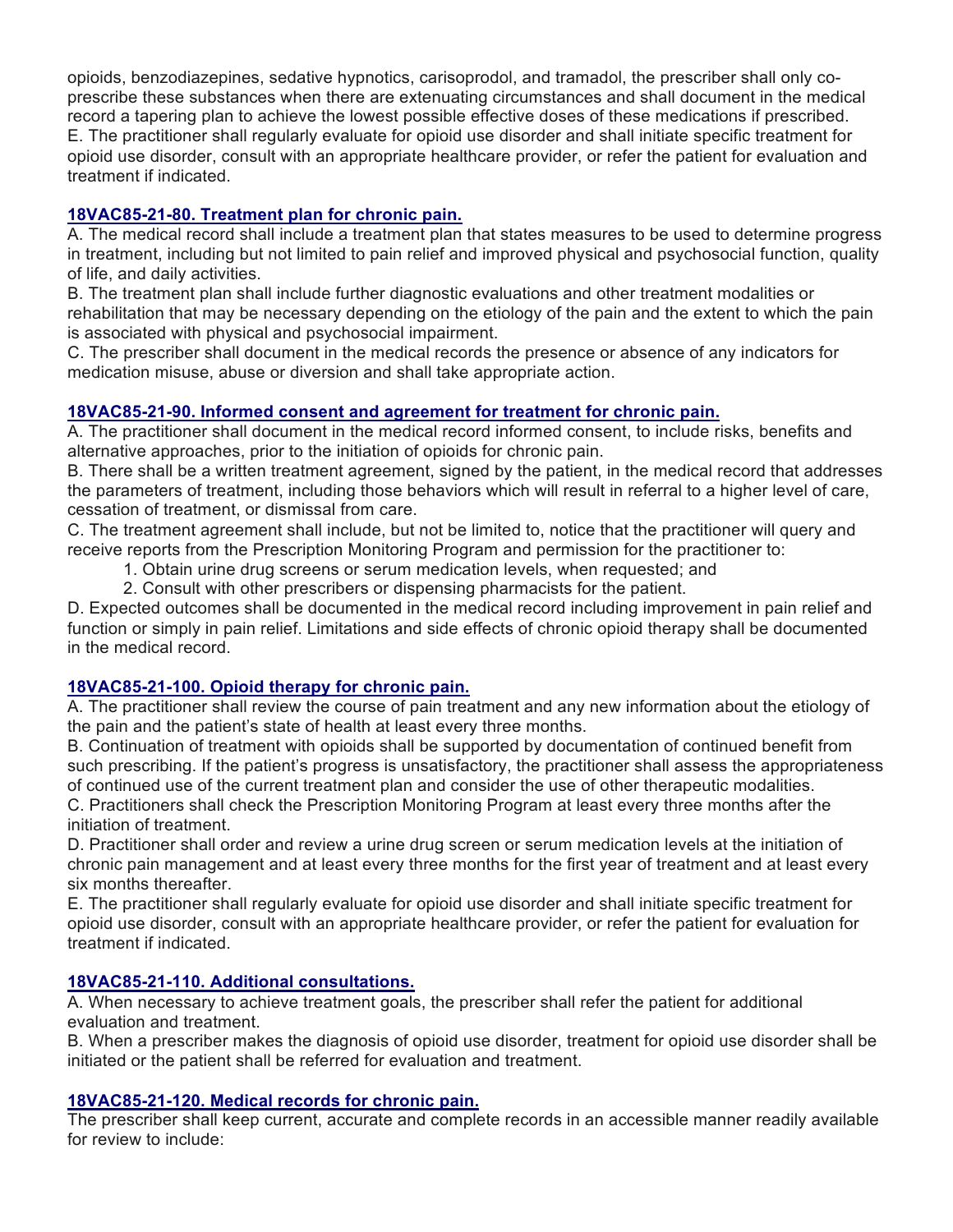opioids, benzodiazepines, sedative hypnotics, carisoprodol, and tramadol, the prescriber shall only co-prescribe these substances when there are extenuating circumstances and shall document in the medical record a tapering plan to achieve the lowest possible effective doses of these medications if prescribed.

E. The practitioner shall regularly evaluate for opioid use disorder and shall initiate specific treatment for opioid use disorder, consult with an appropriate healthcare provider, or refer the patient for evaluation and treatment if indicated.

### 18VAC85-21-80. Treatment plan for chronic pain.

A. The medical record shall include a treatment plan that states measures to be used to determine progress in treatment, including but not limited to pain relief and improved physical and psychosocial function, quality of life, and daily activities.

B. The treatment plan shall include further diagnostic evaluations and other treatment modalities or rehabilitation that may be necessary depending on the etiology of the pain and the extent to which the pain is associated with physical and psychosocial impairment.

C. The prescriber shall document in the medical records the presence or absence of any indicators for medication misuse, abuse or diversion and shall take appropriate action.

### 18VAC85-21-90. Informed consent and agreement for treatment for chronic pain.

A. The practitioner shall document in the medical record informed consent, to include risks, benefits and alternative approaches, prior to the initiation of opioids for chronic pain.

B. There shall be a written treatment agreement, signed by the patient, in the medical record that addresses the parameters of treatment, including those behaviors which will result in referral to a higher level of care, cessation of treatment, or dismissal from care.

C. The treatment agreement shall include, but not be limited to, notice that the practitioner will query and receive reports from the Prescription Monitoring Program and permission for the practitioner to:

1. Obtain urine drug screens or serum medication levels, when requested; and
2. Consult with other prescribers or dispensing pharmacists for the patient.

D. Expected outcomes shall be documented in the medical record including improvement in pain relief and function or simply in pain relief. Limitations and side effects of chronic opioid therapy shall be documented in the medical record.

### 18VAC85-21-100. Opioid therapy for chronic pain.

A. The practitioner shall review the course of pain treatment and any new information about the etiology of the pain and the patient's state of health at least every three months.

B. Continuation of treatment with opioids shall be supported by documentation of continued benefit from such prescribing. If the patient's progress is unsatisfactory, the practitioner shall assess the appropriateness of continued use of the current treatment plan and consider the use of other therapeutic modalities.

C. Practitioners shall check the Prescription Monitoring Program at least every three months after the initiation of treatment.

D. Practitioner shall order and review a urine drug screen or serum medication levels at the initiation of chronic pain management and at least every three months for the first year of treatment and at least every six months thereafter.

E. The practitioner shall regularly evaluate for opioid use disorder and shall initiate specific treatment for opioid use disorder, consult with an appropriate healthcare provider, or refer the patient for evaluation for treatment if indicated.

### 18VAC85-21-110. Additional consultations.

A. When necessary to achieve treatment goals, the prescriber shall refer the patient for additional evaluation and treatment.

B. When a prescriber makes the diagnosis of opioid use disorder, treatment for opioid use disorder shall be initiated or the patient shall be referred for evaluation and treatment.

### 18VAC85-21-120. Medical records for chronic pain.

The prescriber shall keep current, accurate and complete records in an accessible manner readily available for review to include: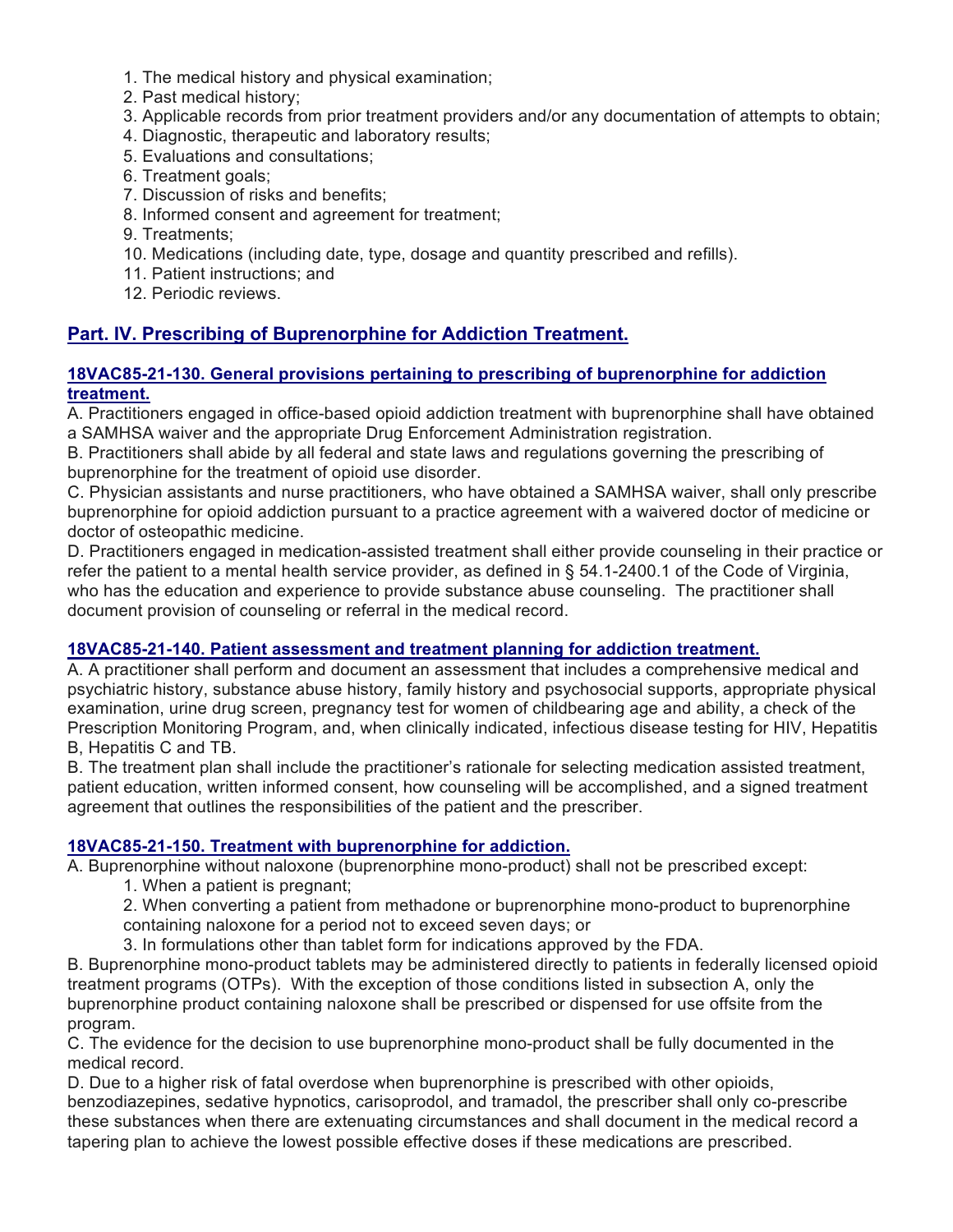1. The medical history and physical examination;
2. Past medical history;
3. Applicable records from prior treatment providers and/or any documentation of attempts to obtain;
4. Diagnostic, therapeutic and laboratory results;
5. Evaluations and consultations;
6. Treatment goals;
7. Discussion of risks and benefits;
8. Informed consent and agreement for treatment;
9. Treatments;
10. Medications (including date, type, dosage and quantity prescribed and refills).
11. Patient instructions; and
12. Periodic reviews.

## Part. IV. Prescribing of Buprenorphine for Addiction Treatment.

### 18VAC85-21-130. General provisions pertaining to prescribing of buprenorphine for addiction treatment.

A. Practitioners engaged in office-based opioid addiction treatment with buprenorphine shall have obtained a SAMHSA waiver and the appropriate Drug Enforcement Administration registration.

B. Practitioners shall abide by all federal and state laws and regulations governing the prescribing of buprenorphine for the treatment of opioid use disorder.

C. Physician assistants and nurse practitioners, who have obtained a SAMHSA waiver, shall only prescribe buprenorphine for opioid addiction pursuant to a practice agreement with a waivered doctor of medicine or doctor of osteopathic medicine.

D. Practitioners engaged in medication-assisted treatment shall either provide counseling in their practice or refer the patient to a mental health service provider, as defined in § 54.1-2400.1 of the Code of Virginia, who has the education and experience to provide substance abuse counseling. The practitioner shall document provision of counseling or referral in the medical record.

### 18VAC85-21-140. Patient assessment and treatment planning for addiction treatment.

A. A practitioner shall perform and document an assessment that includes a comprehensive medical and psychiatric history, substance abuse history, family history and psychosocial supports, appropriate physical examination, urine drug screen, pregnancy test for women of childbearing age and ability, a check of the Prescription Monitoring Program, and, when clinically indicated, infectious disease testing for HIV, Hepatitis B, Hepatitis C and TB.

B. The treatment plan shall include the practitioner's rationale for selecting medication assisted treatment, patient education, written informed consent, how counseling will be accomplished, and a signed treatment agreement that outlines the responsibilities of the patient and the prescriber.

### 18VAC85-21-150. Treatment with buprenorphine for addiction.

A. Buprenorphine without naloxone (buprenorphine mono-product) shall not be prescribed except:

1. When a patient is pregnant;
2. When converting a patient from methadone or buprenorphine mono-product to buprenorphine containing naloxone for a period not to exceed seven days; or
3. In formulations other than tablet form for indications approved by the FDA.

B. Buprenorphine mono-product tablets may be administered directly to patients in federally licensed opioid treatment programs (OTPs). With the exception of those conditions listed in subsection A, only the buprenorphine product containing naloxone shall be prescribed or dispensed for use offsite from the program.

C. The evidence for the decision to use buprenorphine mono-product shall be fully documented in the medical record.

D. Due to a higher risk of fatal overdose when buprenorphine is prescribed with other opioids, benzodiazepines, sedative hypnotics, carisoprodol, and tramadol, the prescriber shall only co-prescribe these substances when there are extenuating circumstances and shall document in the medical record a tapering plan to achieve the lowest possible effective doses if these medications are prescribed.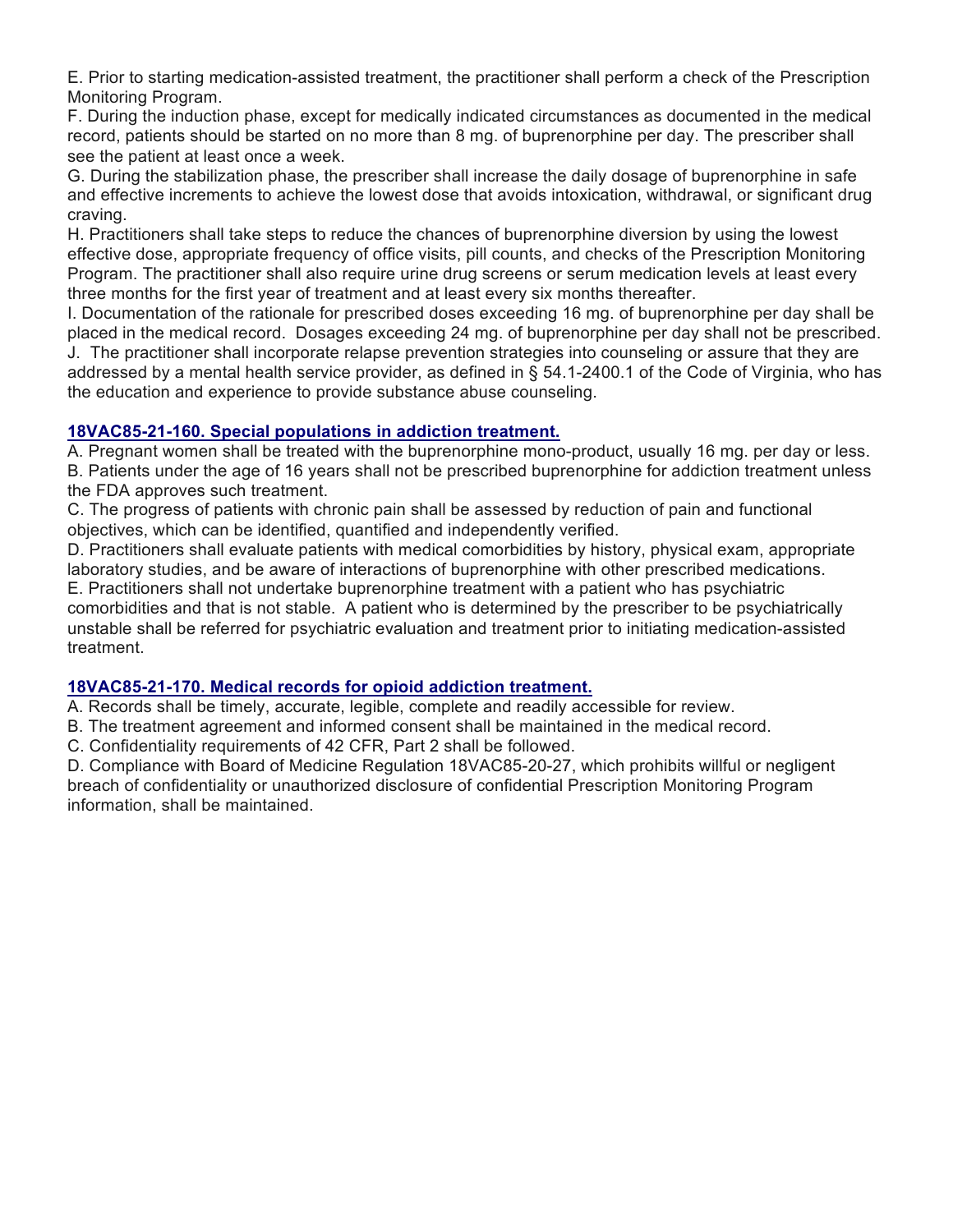E. Prior to starting medication-assisted treatment, the practitioner shall perform a check of the Prescription Monitoring Program.

F. During the induction phase, except for medically indicated circumstances as documented in the medical record, patients should be started on no more than 8 mg. of buprenorphine per day. The prescriber shall see the patient at least once a week.

G. During the stabilization phase, the prescriber shall increase the daily dosage of buprenorphine in safe and effective increments to achieve the lowest dose that avoids intoxication, withdrawal, or significant drug craving.

H. Practitioners shall take steps to reduce the chances of buprenorphine diversion by using the lowest effective dose, appropriate frequency of office visits, pill counts, and checks of the Prescription Monitoring Program. The practitioner shall also require urine drug screens or serum medication levels at least every three months for the first year of treatment and at least every six months thereafter.

I. Documentation of the rationale for prescribed doses exceeding 16 mg. of buprenorphine per day shall be placed in the medical record. Dosages exceeding 24 mg. of buprenorphine per day shall not be prescribed.

J. The practitioner shall incorporate relapse prevention strategies into counseling or assure that they are addressed by a mental health service provider, as defined in § 54.1-2400.1 of the Code of Virginia, who has the education and experience to provide substance abuse counseling.

### 18VAC85-21-160. Special populations in addiction treatment.

A. Pregnant women shall be treated with the buprenorphine mono-product, usually 16 mg. per day or less.

B. Patients under the age of 16 years shall not be prescribed buprenorphine for addiction treatment unless the FDA approves such treatment.

C. The progress of patients with chronic pain shall be assessed by reduction of pain and functional objectives, which can be identified, quantified and independently verified.

D. Practitioners shall evaluate patients with medical comorbidities by history, physical exam, appropriate laboratory studies, and be aware of interactions of buprenorphine with other prescribed medications.

E. Practitioners shall not undertake buprenorphine treatment with a patient who has psychiatric comorbidities and that is not stable. A patient who is determined by the prescriber to be psychiatrically unstable shall be referred for psychiatric evaluation and treatment prior to initiating medication-assisted treatment.

### 18VAC85-21-170. Medical records for opioid addiction treatment.

A. Records shall be timely, accurate, legible, complete and readily accessible for review.

B. The treatment agreement and informed consent shall be maintained in the medical record.

C. Confidentiality requirements of 42 CFR, Part 2 shall be followed.

D. Compliance with Board of Medicine Regulation 18VAC85-20-27, which prohibits willful or negligent breach of confidentiality or unauthorized disclosure of confidential Prescription Monitoring Program information, shall be maintained.